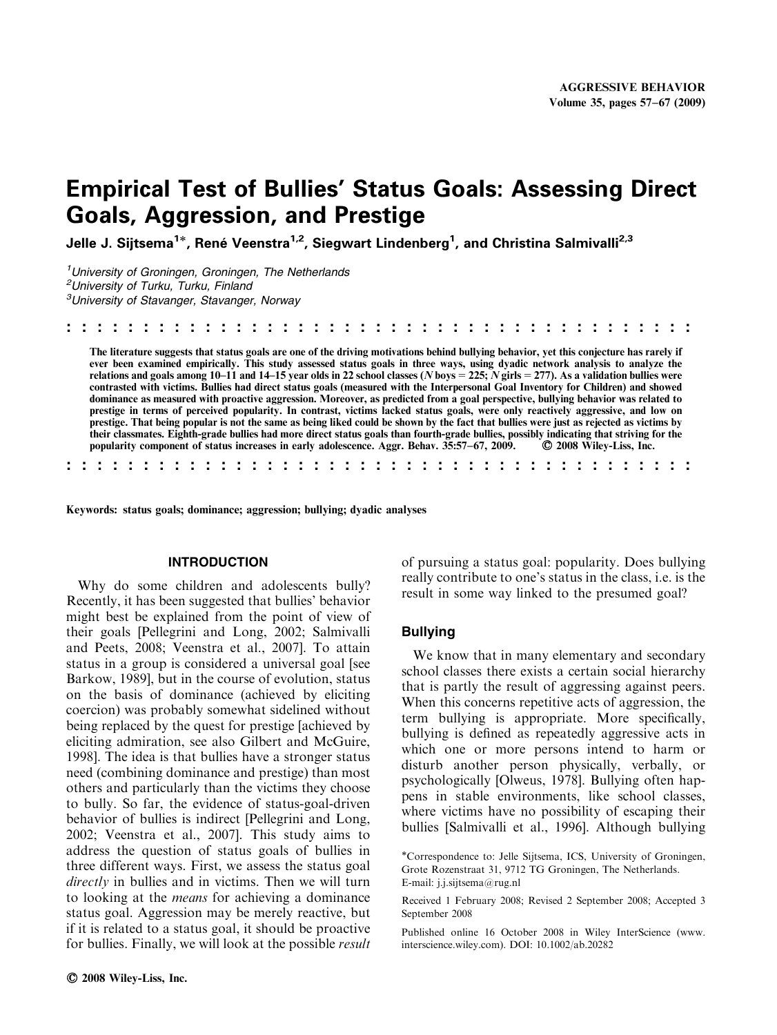# Empirical Test of Bullies' Status Goals: Assessing Direct Goals, Aggression, and Prestige

**Jelle J. Sijtsema[1]\*, René Veenstra[1,2], Siegwart Lindenberg[1], and Christina Salmivalli[2,3]**

[1]*University of Groningen, Groningen, The Netherlands*
[2]*University of Turku, Turku, Finland*
[3]*University of Stavanger, Stavanger, Norway*

**The literature suggests that status goals are one of the driving motivations behind bullying behavior, yet this conjecture has rarely if ever been examined empirically. This study assessed status goals in three ways, using dyadic network analysis to analyze the relations and goals among 10–11 and 14–15 year olds in 22 school classes (*N* boys = 225; *N* girls = 277). As a validation bullies were contrasted with victims. Bullies had direct status goals (measured with the Interpersonal Goal Inventory for Children) and showed dominance as measured with proactive aggression. Moreover, as predicted from a goal perspective, bullying behavior was related to prestige in terms of perceived popularity. In contrast, victims lacked status goals, were only reactively aggressive, and low on prestige. That being popular is not the same as being liked could be shown by the fact that bullies were just as rejected as victims by their classmates. Eighth-grade bullies had more direct status goals than fourth-grade bullies, possibly indicating that striving for the popularity component of status increases in early adolescence. Aggr. Behav. 35:57–67, 2009. © 2008 Wiley-Liss, Inc.**

**Keywords: status goals; dominance; aggression; bullying; dyadic analyses**

## INTRODUCTION

Why do some children and adolescents bully? Recently, it has been suggested that bullies' behavior might best be explained from the point of view of their goals [Pellegrini and Long, 2002; Salmivalli and Peets, 2008; Veenstra et al., 2007]. To attain status in a group is considered a universal goal [see Barkow, 1989], but in the course of evolution, status on the basis of dominance (achieved by eliciting coercion) was probably somewhat sidelined without being replaced by the quest for prestige [achieved by eliciting admiration, see also Gilbert and McGuire, 1998]. The idea is that bullies have a stronger status need (combining dominance and prestige) than most others and particularly than the victims they choose to bully. So far, the evidence of status-goal-driven behavior of bullies is indirect [Pellegrini and Long, 2002; Veenstra et al., 2007]. This study aims to address the question of status goals of bullies in three different ways. First, we assess the status goal *directly* in bullies and in victims. Then we will turn to looking at the *means* for achieving a dominance status goal. Aggression may be merely reactive, but if it is related to a status goal, it should be proactive for bullies. Finally, we will look at the possible *result* of pursuing a status goal: popularity. Does bullying really contribute to one's status in the class, i.e. is the result in some way linked to the presumed goal?

### Bullying

We know that in many elementary and secondary school classes there exists a certain social hierarchy that is partly the result of aggressing against peers. When this concerns repetitive acts of aggression, the term bullying is appropriate. More specifically, bullying is defined as repeatedly aggressive acts in which one or more persons intend to harm or disturb another person physically, verbally, or psychologically [Olweus, 1978]. Bullying often happens in stable environments, like school classes, where victims have no possibility of escaping their bullies [Salmivalli et al., 1996]. Although bullying

\*Correspondence to: Jelle Sijtsema, ICS, University of Groningen, Grote Rozenstraat 31, 9712 TG Groningen, The Netherlands. E-mail: j.j.sijtsema@rug.nl

Received 1 February 2008; Revised 2 September 2008; Accepted 3 September 2008

Published online 16 October 2008 in Wiley InterScience (www.interscience.wiley.com). DOI: 10.1002/ab.20282

© 2008 Wiley-Liss, Inc.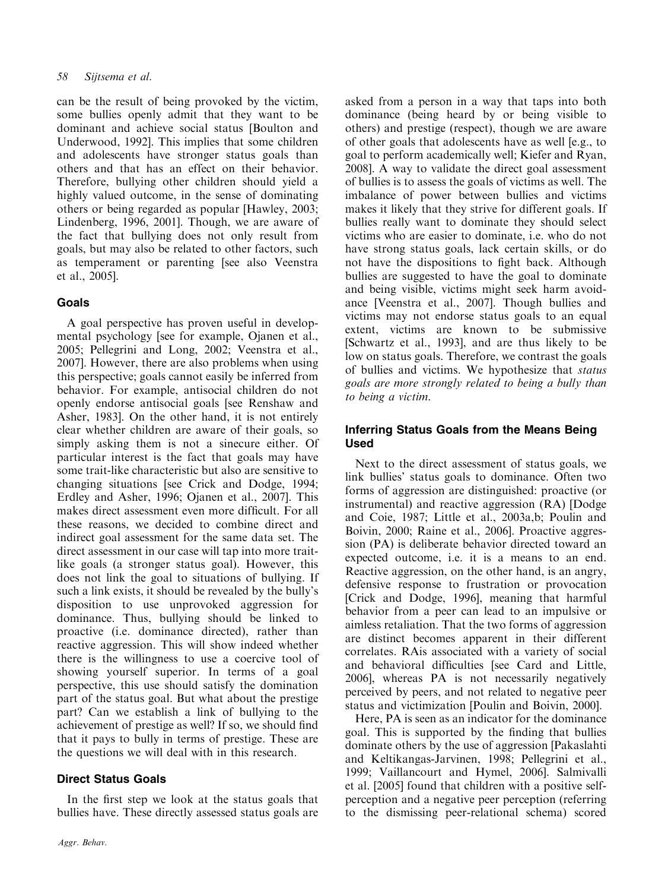can be the result of being provoked by the victim, some bullies openly admit that they want to be dominant and achieve social status [Boulton and Underwood, 1992]. This implies that some children and adolescents have stronger status goals than others and that has an effect on their behavior. Therefore, bullying other children should yield a highly valued outcome, in the sense of dominating others or being regarded as popular [Hawley, 2003; Lindenberg, 1996, 2001]. Though, we are aware of the fact that bullying does not only result from goals, but may also be related to other factors, such as temperament or parenting [see also Veenstra et al., 2005].

## Goals

A goal perspective has proven useful in developmental psychology [see for example, Ojanen et al., 2005; Pellegrini and Long, 2002; Veenstra et al., 2007]. However, there are also problems when using this perspective; goals cannot easily be inferred from behavior. For example, antisocial children do not openly endorse antisocial goals [see Renshaw and Asher, 1983]. On the other hand, it is not entirely clear whether children are aware of their goals, so simply asking them is not a sinecure either. Of particular interest is the fact that goals may have some trait-like characteristic but also are sensitive to changing situations [see Crick and Dodge, 1994; Erdley and Asher, 1996; Ojanen et al., 2007]. This makes direct assessment even more difficult. For all these reasons, we decided to combine direct and indirect goal assessment for the same data set. The direct assessment in our case will tap into more trait-like goals (a stronger status goal). However, this does not link the goal to situations of bullying. If such a link exists, it should be revealed by the bully's disposition to use unprovoked aggression for dominance. Thus, bullying should be linked to proactive (i.e. dominance directed), rather than reactive aggression. This will show indeed whether there is the willingness to use a coercive tool of showing yourself superior. In terms of a goal perspective, this use should satisfy the domination part of the status goal. But what about the prestige part? Can we establish a link of bullying to the achievement of prestige as well? If so, we should find that it pays to bully in terms of prestige. These are the questions we will deal with in this research.

## Direct Status Goals

In the first step we look at the status goals that bullies have. These directly assessed status goals are asked from a person in a way that taps into both dominance (being heard by or being visible to others) and prestige (respect), though we are aware of other goals that adolescents have as well [e.g., to goal to perform academically well; Kiefer and Ryan, 2008]. A way to validate the direct goal assessment of bullies is to assess the goals of victims as well. The imbalance of power between bullies and victims makes it likely that they strive for different goals. If bullies really want to dominate they should select victims who are easier to dominate, i.e. who do not have strong status goals, lack certain skills, or do not have the dispositions to fight back. Although bullies are suggested to have the goal to dominate and being visible, victims might seek harm avoidance [Veenstra et al., 2007]. Though bullies and victims may not endorse status goals to an equal extent, victims are known to be submissive [Schwartz et al., 1993], and are thus likely to be low on status goals. Therefore, we contrast the goals of bullies and victims. We hypothesize that *status goals are more strongly related to being a bully than to being a victim.*

## Inferring Status Goals from the Means Being Used

Next to the direct assessment of status goals, we link bullies' status goals to dominance. Often two forms of aggression are distinguished: proactive (or instrumental) and reactive aggression (RA) [Dodge and Coie, 1987; Little et al., 2003a,b; Poulin and Boivin, 2000; Raine et al., 2006]. Proactive aggression (PA) is deliberate behavior directed toward an expected outcome, i.e. it is a means to an end. Reactive aggression, on the other hand, is an angry, defensive response to frustration or provocation [Crick and Dodge, 1996], meaning that harmful behavior from a peer can lead to an impulsive or aimless retaliation. That the two forms of aggression are distinct becomes apparent in their different correlates. RAis associated with a variety of social and behavioral difficulties [see Card and Little, 2006], whereas PA is not necessarily negatively perceived by peers, and not related to negative peer status and victimization [Poulin and Boivin, 2000].

Here, PA is seen as an indicator for the dominance goal. This is supported by the finding that bullies dominate others by the use of aggression [Pakaslahti and Keltikangas-Jarvinen, 1998; Pellegrini et al., 1999; Vaillancourt and Hymel, 2006]. Salmivalli et al. [2005] found that children with a positive self-perception and a negative peer perception (referring to the dismissing peer-relational schema) scored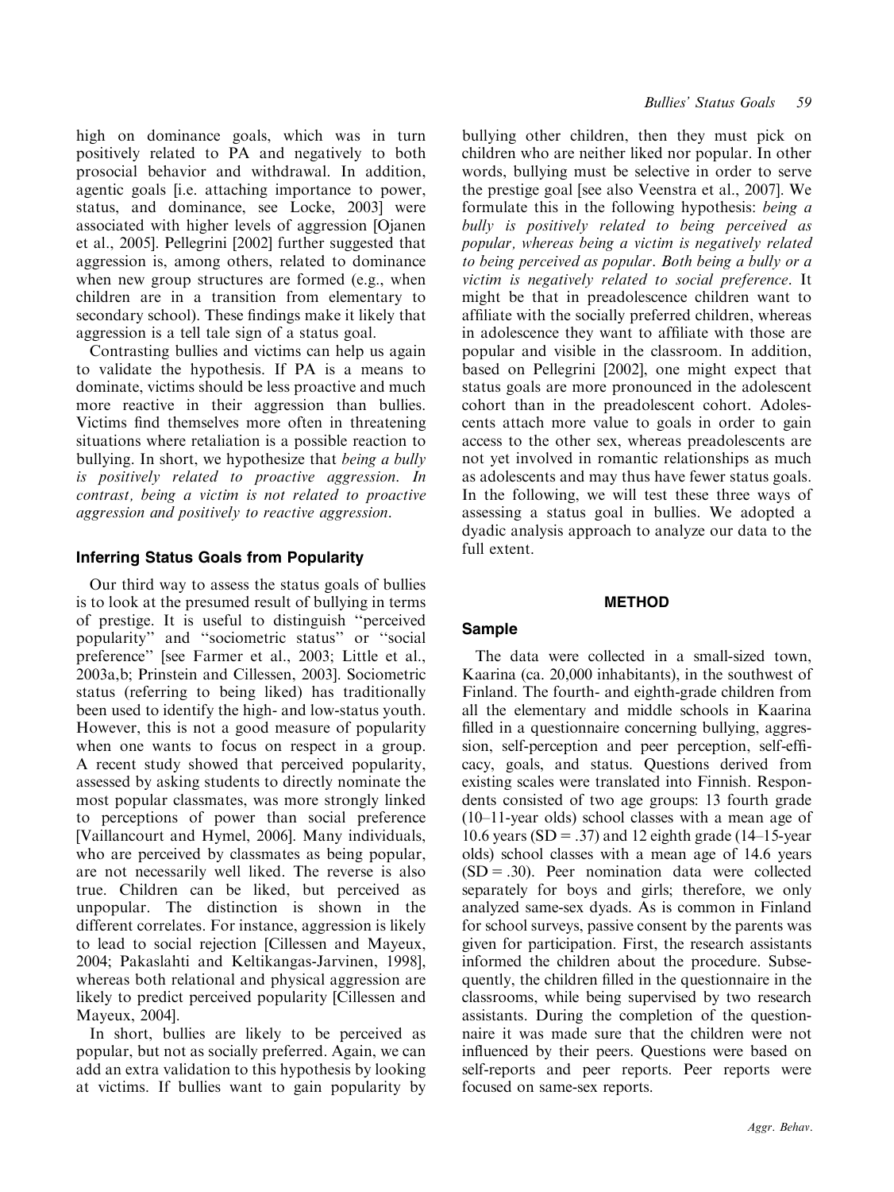high on dominance goals, which was in turn positively related to PA and negatively to both prosocial behavior and withdrawal. In addition, agentic goals [i.e. attaching importance to power, status, and dominance, see Locke, 2003] were associated with higher levels of aggression [Ojanen et al., 2005]. Pellegrini [2002] further suggested that aggression is, among others, related to dominance when new group structures are formed (e.g., when children are in a transition from elementary to secondary school). These findings make it likely that aggression is a tell tale sign of a status goal.

Contrasting bullies and victims can help us again to validate the hypothesis. If PA is a means to dominate, victims should be less proactive and much more reactive in their aggression than bullies. Victims find themselves more often in threatening situations where retaliation is a possible reaction to bullying. In short, we hypothesize that *being a bully is positively related to proactive aggression. In contrast, being a victim is not related to proactive aggression and positively to reactive aggression*.

### Inferring Status Goals from Popularity

Our third way to assess the status goals of bullies is to look at the presumed result of bullying in terms of prestige. It is useful to distinguish ''perceived popularity'' and ''sociometric status'' or ''social preference'' [see Farmer et al., 2003; Little et al., 2003a,b; Prinstein and Cillessen, 2003]. Sociometric status (referring to being liked) has traditionally been used to identify the high- and low-status youth. However, this is not a good measure of popularity when one wants to focus on respect in a group. A recent study showed that perceived popularity, assessed by asking students to directly nominate the most popular classmates, was more strongly linked to perceptions of power than social preference [Vaillancourt and Hymel, 2006]. Many individuals, who are perceived by classmates as being popular, are not necessarily well liked. The reverse is also true. Children can be liked, but perceived as unpopular. The distinction is shown in the different correlates. For instance, aggression is likely to lead to social rejection [Cillessen and Mayeux, 2004; Pakaslahti and Keltikangas-Jarvinen, 1998], whereas both relational and physical aggression are likely to predict perceived popularity [Cillessen and Mayeux, 2004].

In short, bullies are likely to be perceived as popular, but not as socially preferred. Again, we can add an extra validation to this hypothesis by looking at victims. If bullies want to gain popularity by bullying other children, then they must pick on children who are neither liked nor popular. In other words, bullying must be selective in order to serve the prestige goal [see also Veenstra et al., 2007]. We formulate this in the following hypothesis: *being a bully is positively related to being perceived as popular, whereas being a victim is negatively related to being perceived as popular. Both being a bully or a victim is negatively related to social preference*. It might be that in preadolescence children want to affiliate with the socially preferred children, whereas in adolescence they want to affiliate with those are popular and visible in the classroom. In addition, based on Pellegrini [2002], one might expect that status goals are more pronounced in the adolescent cohort than in the preadolescent cohort. Adolescents attach more value to goals in order to gain access to the other sex, whereas preadolescents are not yet involved in romantic relationships as much as adolescents and may thus have fewer status goals. In the following, we will test these three ways of assessing a status goal in bullies. We adopted a dyadic analysis approach to analyze our data to the full extent.

## METHOD

### Sample

The data were collected in a small-sized town, Kaarina (ca. 20,000 inhabitants), in the southwest of Finland. The fourth- and eighth-grade children from all the elementary and middle schools in Kaarina filled in a questionnaire concerning bullying, aggression, self-perception and peer perception, self-efficacy, goals, and status. Questions derived from existing scales were translated into Finnish. Respondents consisted of two age groups: 13 fourth grade (10–11-year olds) school classes with a mean age of 10.6 years (SD = .37) and 12 eighth grade (14–15-year olds) school classes with a mean age of 14.6 years (SD = .30). Peer nomination data were collected separately for boys and girls; therefore, we only analyzed same-sex dyads. As is common in Finland for school surveys, passive consent by the parents was given for participation. First, the research assistants informed the children about the procedure. Subsequently, the children filled in the questionnaire in the classrooms, while being supervised by two research assistants. During the completion of the questionnaire it was made sure that the children were not influenced by their peers. Questions were based on self-reports and peer reports. Peer reports were focused on same-sex reports.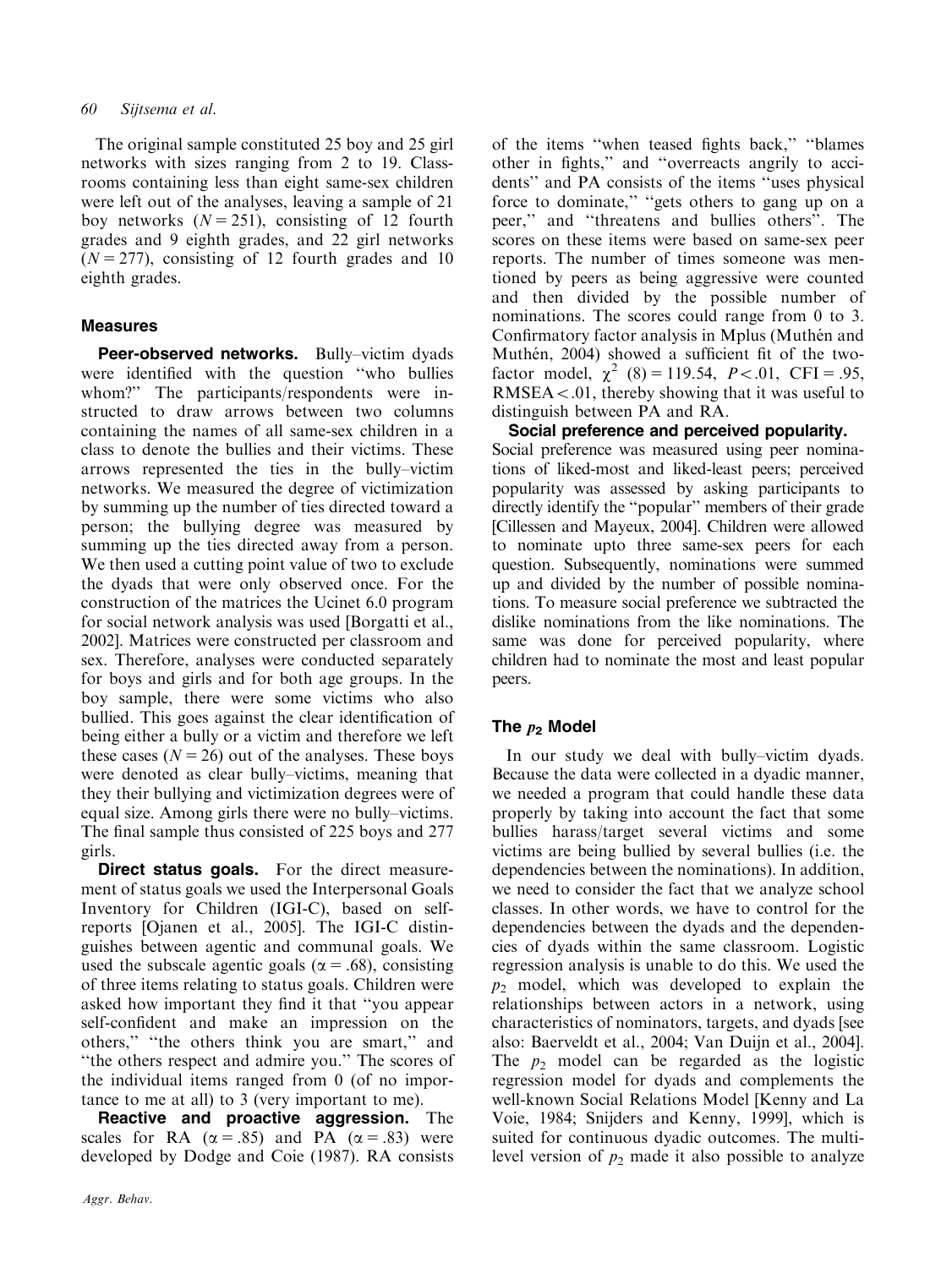The original sample constituted 25 boy and 25 girl networks with sizes ranging from 2 to 19. Classrooms containing less than eight same-sex children were left out of the analyses, leaving a sample of 21 boy networks ($N = 251$), consisting of 12 fourth grades and 9 eighth grades, and 22 girl networks ($N = 277$), consisting of 12 fourth grades and 10 eighth grades.

## Measures

**Peer-observed networks.** Bully–victim dyads were identified with the question "who bullies whom?" The participants/respondents were instructed to draw arrows between two columns containing the names of all same-sex children in a class to denote the bullies and their victims. These arrows represented the ties in the bully–victim networks. We measured the degree of victimization by summing up the number of ties directed toward a person; the bullying degree was measured by summing up the ties directed away from a person. We then used a cutting point value of two to exclude the dyads that were only observed once. For the construction of the matrices the Ucinet 6.0 program for social network analysis was used [Borgatti et al., 2002]. Matrices were constructed per classroom and sex. Therefore, analyses were conducted separately for boys and girls and for both age groups. In the boy sample, there were some victims who also bullied. This goes against the clear identification of being either a bully or a victim and therefore we left these cases ($N = 26$) out of the analyses. These boys were denoted as clear bully–victims, meaning that they their bullying and victimization degrees were of equal size. Among girls there were no bully–victims. The final sample thus consisted of 225 boys and 277 girls.

**Direct status goals.** For the direct measurement of status goals we used the Interpersonal Goals Inventory for Children (IGI-C), based on self-reports [Ojanen et al., 2005]. The IGI-C distinguishes between agentic and communal goals. We used the subscale agentic goals ($\alpha = .68$), consisting of three items relating to status goals. Children were asked how important they find it that "you appear self-confident and make an impression on the others," "the others think you are smart," and "the others respect and admire you." The scores of the individual items ranged from 0 (of no importance to me at all) to 3 (very important to me).

**Reactive and proactive aggression.** The scales for RA ($\alpha = .85$) and PA ($\alpha = .83$) were developed by Dodge and Coie (1987). RA consists of the items "when teased fights back," "blames other in fights," and "overreacts angrily to accidents" and PA consists of the items "uses physical force to dominate," "gets others to gang up on a peer," and "threatens and bullies others". The scores on these items were based on same-sex peer reports. The number of times someone was mentioned by peers as being aggressive were counted and then divided by the possible number of nominations. The scores could range from 0 to 3. Confirmatory factor analysis in Mplus (Muthén and Muthén, 2004) showed a sufficient fit of the two-factor model, $\chi^2$ $(8) = 119.54$, $P < .01$, CFI = .95, RMSEA < .01, thereby showing that it was useful to distinguish between PA and RA.

**Social preference and perceived popularity.** Social preference was measured using peer nominations of liked-most and liked-least peers; perceived popularity was assessed by asking participants to directly identify the "popular" members of their grade [Cillessen and Mayeux, 2004]. Children were allowed to nominate upto three same-sex peers for each question. Subsequently, nominations were summed up and divided by the number of possible nominations. To measure social preference we subtracted the dislike nominations from the like nominations. The same was done for perceived popularity, where children had to nominate the most and least popular peers.

## The $p_2$ Model

In our study we deal with bully–victim dyads. Because the data were collected in a dyadic manner, we needed a program that could handle these data properly by taking into account the fact that some bullies harass/target several victims and some victims are being bullied by several bullies (i.e. the dependencies between the nominations). In addition, we need to consider the fact that we analyze school classes. In other words, we have to control for the dependencies between the dyads and the dependencies of dyads within the same classroom. Logistic regression analysis is unable to do this. We used the $p_2$ model, which was developed to explain the relationships between actors in a network, using characteristics of nominators, targets, and dyads [see also: Baerveldt et al., 2004; Van Duijn et al., 2004]. The $p_2$ model can be regarded as the logistic regression model for dyads and complements the well-known Social Relations Model [Kenny and La Voie, 1984; Snijders and Kenny, 1999], which is suited for continuous dyadic outcomes. The multilevel version of $p_2$ made it also possible to analyze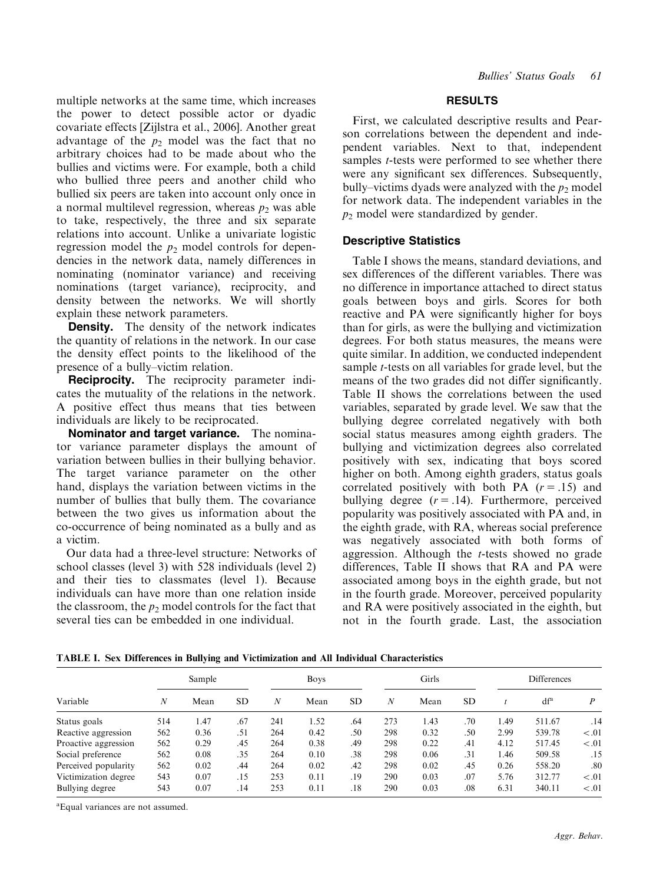multiple networks at the same time, which increases the power to detect possible actor or dyadic covariate effects [Zijlstra et al., 2006]. Another great advantage of the $p_2$ model was the fact that no arbitrary choices had to be made about who the bullies and victims were. For example, both a child who bullied three peers and another child who bullied six peers are taken into account only once in a normal multilevel regression, whereas $p_2$ was able to take, respectively, the three and six separate relations into account. Unlike a univariate logistic regression model the $p_2$ model controls for dependencies in the network data, namely differences in nominating (nominator variance) and receiving nominations (target variance), reciprocity, and density between the networks. We will shortly explain these network parameters.

**Density.** The density of the network indicates the quantity of relations in the network. In our case the density effect points to the likelihood of the presence of a bully–victim relation.

**Reciprocity.** The reciprocity parameter indicates the mutuality of the relations in the network. A positive effect thus means that ties between individuals are likely to be reciprocated.

**Nominator and target variance.** The nominator variance parameter displays the amount of variation between bullies in their bullying behavior. The target variance parameter on the other hand, displays the variation between victims in the number of bullies that bully them. The covariance between the two gives us information about the co-occurrence of being nominated as a bully and as a victim.

Our data had a three-level structure: Networks of school classes (level 3) with 528 individuals (level 2) and their ties to classmates (level 1). Because individuals can have more than one relation inside the classroom, the $p_2$ model controls for the fact that several ties can be embedded in one individual.

## RESULTS

First, we calculated descriptive results and Pearson correlations between the dependent and independent variables. Next to that, independent samples *t*-tests were performed to see whether there were any significant sex differences. Subsequently, bully–victims dyads were analyzed with the $p_2$ model for network data. The independent variables in the $p_2$ model were standardized by gender.

### Descriptive Statistics

Table I shows the means, standard deviations, and sex differences of the different variables. There was no difference in importance attached to direct status goals between boys and girls. Scores for both reactive and PA were significantly higher for boys than for girls, as were the bullying and victimization degrees. For both status measures, the means were quite similar. In addition, we conducted independent sample *t*-tests on all variables for grade level, but the means of the two grades did not differ significantly. Table II shows the correlations between the used variables, separated by grade level. We saw that the bullying degree correlated negatively with both social status measures among eighth graders. The bullying and victimization degrees also correlated positively with sex, indicating that boys scored higher on both. Among eighth graders, status goals correlated positively with both PA ($r = .15$) and bullying degree ($r = .14$). Furthermore, perceived popularity was positively associated with PA and, in the eighth grade, with RA, whereas social preference was negatively associated with both forms of aggression. Although the *t*-tests showed no grade differences, Table II shows that RA and PA were associated among boys in the eighth grade, but not in the fourth grade. Moreover, perceived popularity and RA were positively associated in the eighth, but not in the fourth grade. Last, the association

**TABLE I. Sex Differences in Bullying and Victimization and All Individual Characteristics**

| | Sample | | | Boys | | | Girls | | | Differences | | |
|---|---|---|---|---|---|---|---|---|---|---|---|---|
| Variable | *N* | Mean | SD | *N* | Mean | SD | *N* | Mean | SD | *t* | df[a] | *P* |
| Status goals | 514 | 1.47 | .67 | 241 | 1.52 | .64 | 273 | 1.43 | .70 | 1.49 | 511.67 | .14 |
| Reactive aggression | 562 | 0.36 | .51 | 264 | 0.42 | .50 | 298 | 0.32 | .50 | 2.99 | 539.78 | <.01 |
| Proactive aggression | 562 | 0.29 | .45 | 264 | 0.38 | .49 | 298 | 0.22 | .41 | 4.12 | 517.45 | <.01 |
| Social preference | 562 | 0.08 | .35 | 264 | 0.10 | .38 | 298 | 0.06 | .31 | 1.46 | 509.58 | .15 |
| Perceived popularity | 562 | 0.02 | .44 | 264 | 0.02 | .42 | 298 | 0.02 | .45 | 0.26 | 558.20 | .80 |
| Victimization degree | 543 | 0.07 | .15 | 253 | 0.11 | .19 | 290 | 0.03 | .07 | 5.76 | 312.77 | <.01 |
| Bullying degree | 543 | 0.07 | .14 | 253 | 0.11 | .18 | 290 | 0.03 | .08 | 6.31 | 340.11 | <.01 |

[a]Equal variances are not assumed.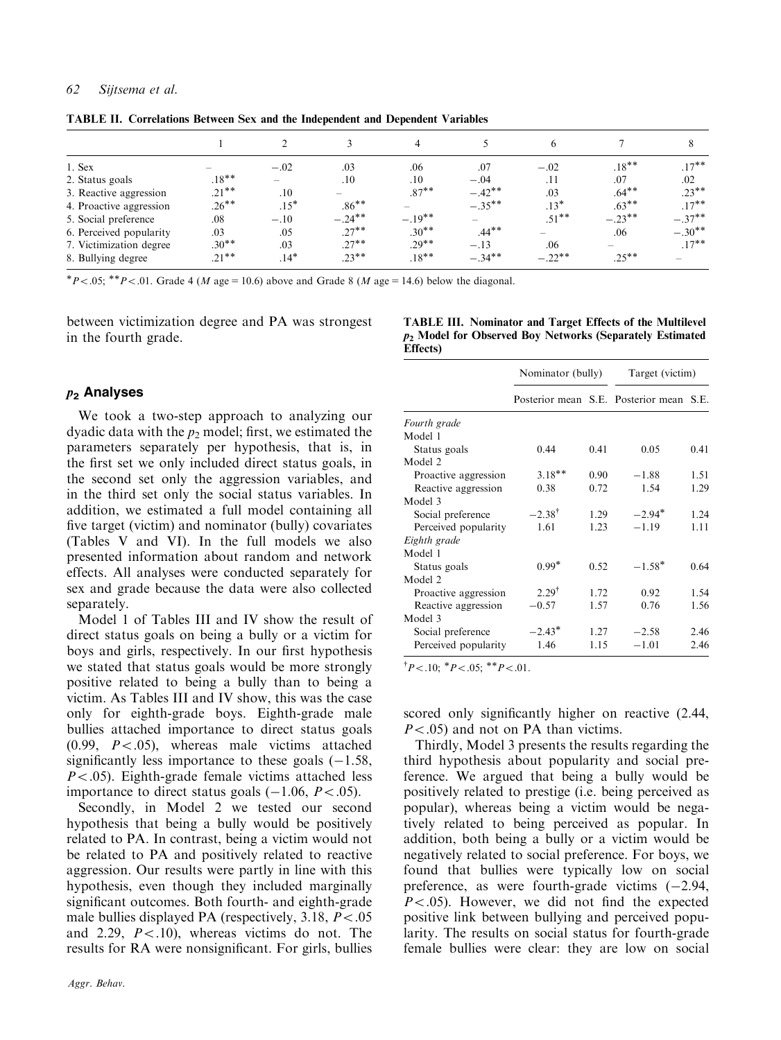**TABLE II. Correlations Between Sex and the Independent and Dependent Variables**

| | 1 | 2 | 3 | 4 | 5 | 6 | 7 | 8 |
|---|---|---|---|---|---|---|---|---|
| 1. Sex | – | −.02 | .03 | .06 | .07 | −.02 | .18** | .17** |
| 2. Status goals | .18** | – | .10 | .10 | −.04 | .11 | .07 | .02 |
| 3. Reactive aggression | .21** | .10 | – | .87** | −.42** | .03 | .64** | .23** |
| 4. Proactive aggression | .26** | .15* | .86** | – | −.35** | .13* | .63** | .17** |
| 5. Social preference | .08 | −.10 | −.24** | −.19** | – | .51** | −.23** | −.37** |
| 6. Perceived popularity | .03 | .05 | .27** | .30** | .44** | – | .06 | −.30** |
| 7. Victimization degree | .30** | .03 | .27** | .29** | −.13 | .06 | – | .17** |
| 8. Bullying degree | .21** | .14* | .23** | .18** | −.34** | −.22** | .25** | – |

*$P<.05$; **$P<.01$. Grade 4 ($M$ age = 10.6) above and Grade 8 ($M$ age = 14.6) below the diagonal.

between victimization degree and PA was strongest in the fourth grade.

## $p_2$ Analyses

We took a two-step approach to analyzing our dyadic data with the $p_2$ model; first, we estimated the parameters separately per hypothesis, that is, in the first set we only included direct status goals, in the second set only the aggression variables, and in the third set only the social status variables. In addition, we estimated a full model containing all five target (victim) and nominator (bully) covariates (Tables V and VI). In the full models we also presented information about random and network effects. All analyses were conducted separately for sex and grade because the data were also collected separately.

Model 1 of Tables III and IV show the result of direct status goals on being a bully or a victim for boys and girls, respectively. In our first hypothesis we stated that status goals would be more strongly positive related to being a bully than to being a victim. As Tables III and IV show, this was the case only for eighth-grade boys. Eighth-grade male bullies attached importance to direct status goals (0.99, $P<.05$), whereas male victims attached significantly less importance to these goals (−1.58, $P<.05$). Eighth-grade female victims attached less importance to direct status goals (−1.06, $P<.05$).

Secondly, in Model 2 we tested our second hypothesis that being a bully would be positively related to PA. In contrast, being a victim would not be related to PA and positively related to reactive aggression. Our results were partly in line with this hypothesis, even though they included marginally significant outcomes. Both fourth- and eighth-grade male bullies displayed PA (respectively, 3.18, $P<.05$ and 2.29, $P<.10$), whereas victims did not. The results for RA were nonsignificant. For girls, bullies scored only significantly higher on reactive (2.44, $P<.05$) and not on PA than victims.

**TABLE III. Nominator and Target Effects of the Multilevel $p_2$ Model for Observed Boy Networks (Separately Estimated Effects)**

| | Nominator (bully) | | Target (victim) | |
|---|---|---|---|---|
| | Posterior mean | S.E. | Posterior mean | S.E. |
| *Fourth grade* | | | | |
| Model 1 | | | | |
| Status goals | 0.44 | 0.41 | 0.05 | 0.41 |
| Model 2 | | | | |
| Proactive aggression | 3.18** | 0.90 | −1.88 | 1.51 |
| Reactive aggression | 0.38 | 0.72 | 1.54 | 1.29 |
| Model 3 | | | | |
| Social preference | −2.38† | 1.29 | −2.94* | 1.24 |
| Perceived popularity | 1.61 | 1.23 | −1.19 | 1.11 |
| *Eighth grade* | | | | |
| Model 1 | | | | |
| Status goals | 0.99* | 0.52 | −1.58* | 0.64 |
| Model 2 | | | | |
| Proactive aggression | 2.29† | 1.72 | 0.92 | 1.54 |
| Reactive aggression | −0.57 | 1.57 | 0.76 | 1.56 |
| Model 3 | | | | |
| Social preference | −2.43* | 1.27 | −2.58 | 2.46 |
| Perceived popularity | 1.46 | 1.15 | −1.01 | 2.46 |

†$P<.10$; *$P<.05$; **$P<.01$.

Thirdly, Model 3 presents the results regarding the third hypothesis about popularity and social preference. We argued that being a bully would be positively related to prestige (i.e. being perceived as popular), whereas being a victim would be negatively related to being perceived as popular. In addition, both being a bully or a victim would be negatively related to social preference. For boys, we found that bullies were typically low on social preference, as were fourth-grade victims (−2.94, $P<.05$). However, we did not find the expected positive link between bullying and perceived popularity. The results on social status for fourth-grade female bullies were clear: they are low on social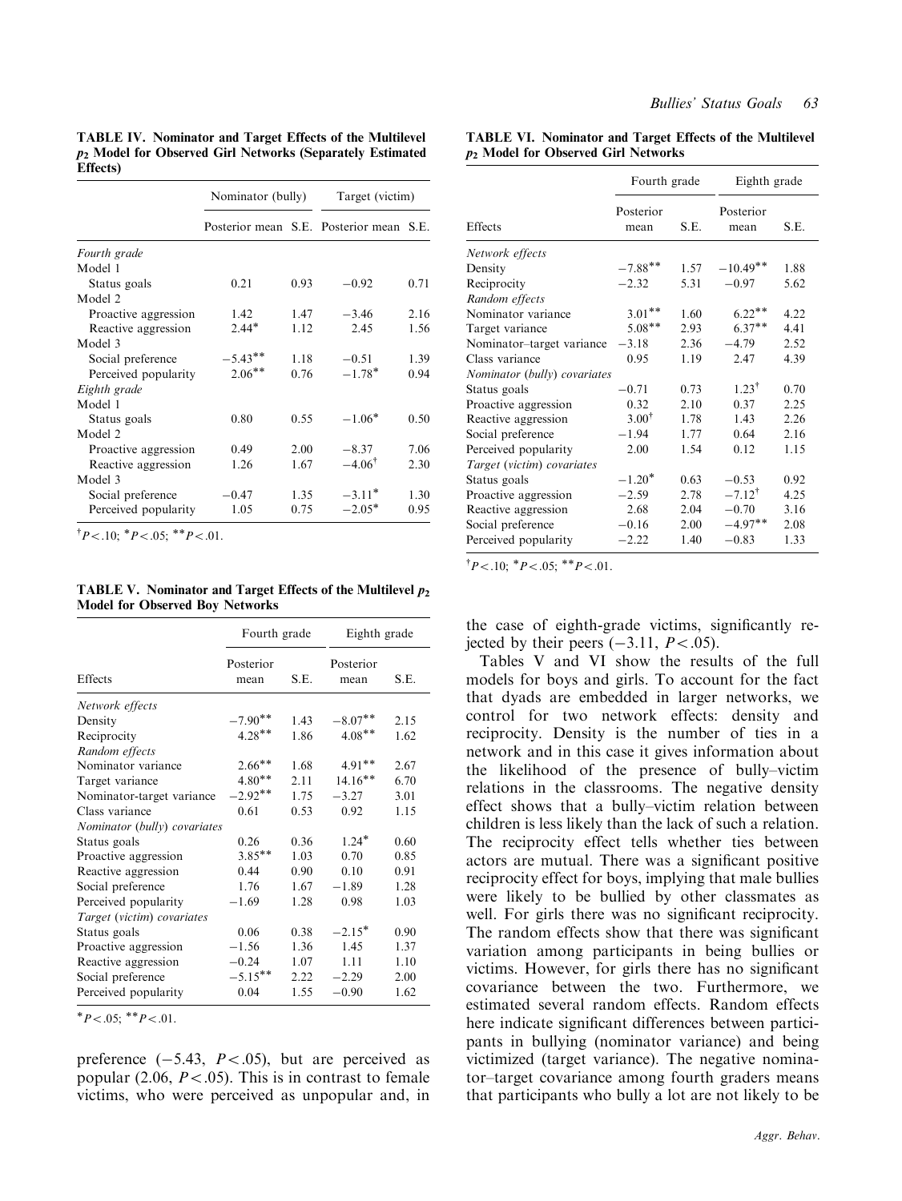**TABLE IV. Nominator and Target Effects of the Multilevel $p_2$ Model for Observed Girl Networks (Separately Estimated Effects)**

| | Nominator (bully) | | Target (victim) | |
|---|---|---|---|---|
| | Posterior mean | S.E. | Posterior mean | S.E. |
| *Fourth grade* | | | | |
| Model 1 | | | | |
| Status goals | 0.21 | 0.93 | −0.92 | 0.71 |
| Model 2 | | | | |
| Proactive aggression | 1.42 | 1.47 | −3.46 | 2.16 |
| Reactive aggression | 2.44* | 1.12 | 2.45 | 1.56 |
| Model 3 | | | | |
| Social preference | −5.43** | 1.18 | −0.51 | 1.39 |
| Perceived popularity | 2.06** | 0.76 | −1.78* | 0.94 |
| *Eighth grade* | | | | |
| Model 1 | | | | |
| Status goals | 0.80 | 0.55 | −1.06* | 0.50 |
| Model 2 | | | | |
| Proactive aggression | 0.49 | 2.00 | −8.37 | 7.06 |
| Reactive aggression | 1.26 | 1.67 | −4.06† | 2.30 |
| Model 3 | | | | |
| Social preference | −0.47 | 1.35 | −3.11* | 1.30 |
| Perceived popularity | 1.05 | 0.75 | −2.05* | 0.95 |

†$P<.10$; *$P<.05$; **$P<.01$.

**TABLE V. Nominator and Target Effects of the Multilevel $p_2$ Model for Observed Boy Networks**

| | Fourth grade | | Eighth grade | |
|---|---|---|---|---|
| Effects | Posterior mean | S.E. | Posterior mean | S.E. |
| *Network effects* | | | | |
| Density | −7.90** | 1.43 | −8.07** | 2.15 |
| Reciprocity | 4.28** | 1.86 | 4.08** | 1.62 |
| *Random effects* | | | | |
| Nominator variance | 2.66** | 1.68 | 4.91** | 2.67 |
| Target variance | 4.80** | 2.11 | 14.16** | 6.70 |
| Nominator-target variance | −2.92** | 1.75 | −3.27 | 3.01 |
| Class variance | 0.61 | 0.53 | 0.92 | 1.15 |
| *Nominator (bully) covariates* | | | | |
| Status goals | 0.26 | 0.36 | 1.24* | 0.60 |
| Proactive aggression | 3.85** | 1.03 | 0.70 | 0.85 |
| Reactive aggression | 0.44 | 0.90 | 0.10 | 0.91 |
| Social preference | 1.76 | 1.67 | −1.89 | 1.28 |
| Perceived popularity | −1.69 | 1.28 | 0.98 | 1.03 |
| *Target (victim) covariates* | | | | |
| Status goals | 0.06 | 0.38 | −2.15* | 0.90 |
| Proactive aggression | −1.56 | 1.36 | 1.45 | 1.37 |
| Reactive aggression | −0.24 | 1.07 | 1.11 | 1.10 |
| Social preference | −5.15** | 2.22 | −2.29 | 2.00 |
| Perceived popularity | 0.04 | 1.55 | −0.90 | 1.62 |

*$P<.05$; **$P<.01$.

**TABLE VI. Nominator and Target Effects of the Multilevel $p_2$ Model for Observed Girl Networks**

| | Fourth grade | | Eighth grade | |
|---|---|---|---|---|
| Effects | Posterior mean | S.E. | Posterior mean | S.E. |
| *Network effects* | | | | |
| Density | −7.88** | 1.57 | −10.49** | 1.88 |
| Reciprocity | −2.32 | 5.31 | −0.97 | 5.62 |
| *Random effects* | | | | |
| Nominator variance | 3.01** | 1.60 | 6.22** | 4.22 |
| Target variance | 5.08** | 2.93 | 6.37** | 4.41 |
| Nominator–target variance | −3.18 | 2.36 | −4.79 | 2.52 |
| Class variance | 0.95 | 1.19 | 2.47 | 4.39 |
| *Nominator (bully) covariates* | | | | |
| Status goals | −0.71 | 0.73 | 1.23† | 0.70 |
| Proactive aggression | 0.32 | 2.10 | 0.37 | 2.25 |
| Reactive aggression | 3.00† | 1.78 | 1.43 | 2.26 |
| Social preference | −1.94 | 1.77 | 0.64 | 2.16 |
| Perceived popularity | 2.00 | 1.54 | 0.12 | 1.15 |
| *Target (victim) covariates* | | | | |
| Status goals | −1.20* | 0.63 | −0.53 | 0.92 |
| Proactive aggression | −2.59 | 2.78 | −7.12† | 4.25 |
| Reactive aggression | 2.68 | 2.04 | −0.70 | 3.16 |
| Social preference | −0.16 | 2.00 | −4.97** | 2.08 |
| Perceived popularity | −2.22 | 1.40 | −0.83 | 1.33 |

†$P<.10$; *$P<.05$; **$P<.01$.

preference (−5.43, $P<.05$), but are perceived as popular (2.06, $P<.05$). This is in contrast to female victims, who were perceived as unpopular and, in the case of eighth-grade victims, significantly rejected by their peers (−3.11, $P<.05$).

Tables V and VI show the results of the full models for boys and girls. To account for the fact that dyads are embedded in larger networks, we control for two network effects: density and reciprocity. Density is the number of ties in a network and in this case it gives information about the likelihood of the presence of bully–victim relations in the classrooms. The negative density effect shows that a bully–victim relation between children is less likely than the lack of such a relation. The reciprocity effect tells whether ties between actors are mutual. There was a significant positive reciprocity effect for boys, implying that male bullies were likely to be bullied by other classmates as well. For girls there was no significant reciprocity. The random effects show that there was significant variation among participants in being bullies or victims. However, for girls there has no significant covariance between the two. Furthermore, we estimated several random effects. Random effects here indicate significant differences between participants in bullying (nominator variance) and being victimized (target variance). The negative nominator–target covariance among fourth graders means that participants who bully a lot are not likely to be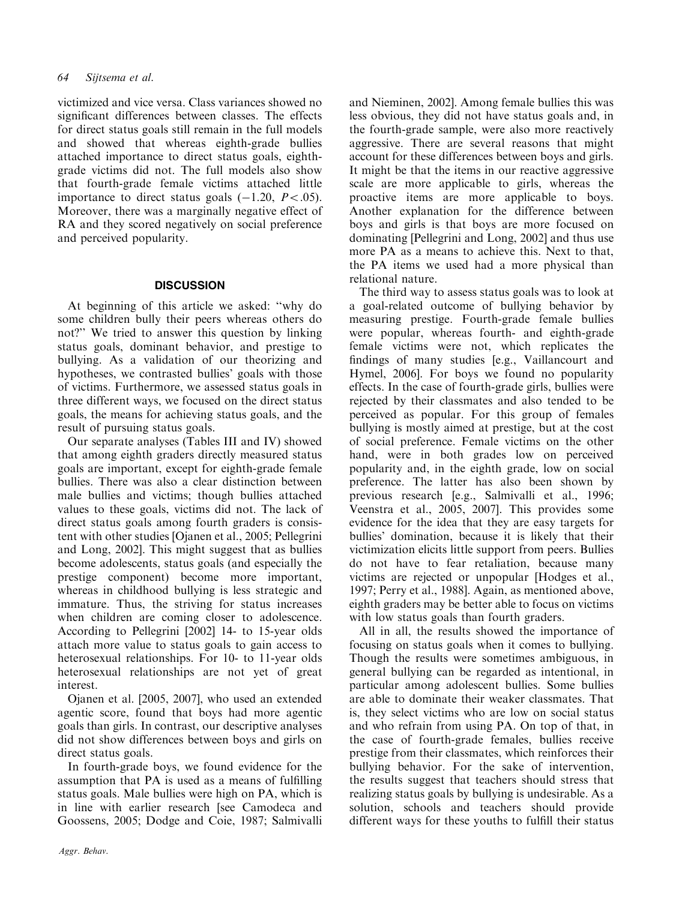victimized and vice versa. Class variances showed no significant differences between classes. The effects for direct status goals still remain in the full models and showed that whereas eighth-grade bullies attached importance to direct status goals, eighth-grade victims did not. The full models also show that fourth-grade female victims attached little importance to direct status goals ($-1.20$, $P < .05$). Moreover, there was a marginally negative effect of RA and they scored negatively on social preference and perceived popularity.

## DISCUSSION

At beginning of this article we asked: "why do some children bully their peers whereas others do not?" We tried to answer this question by linking status goals, dominant behavior, and prestige to bullying. As a validation of our theorizing and hypotheses, we contrasted bullies' goals with those of victims. Furthermore, we assessed status goals in three different ways, we focused on the direct status goals, the means for achieving status goals, and the result of pursuing status goals.

Our separate analyses (Tables III and IV) showed that among eighth graders directly measured status goals are important, except for eighth-grade female bullies. There was also a clear distinction between male bullies and victims; though bullies attached values to these goals, victims did not. The lack of direct status goals among fourth graders is consistent with other studies [Ojanen et al., 2005; Pellegrini and Long, 2002]. This might suggest that as bullies become adolescents, status goals (and especially the prestige component) become more important, whereas in childhood bullying is less strategic and immature. Thus, the striving for status increases when children are coming closer to adolescence. According to Pellegrini [2002] 14- to 15-year olds attach more value to status goals to gain access to heterosexual relationships. For 10- to 11-year olds heterosexual relationships are not yet of great interest.

Ojanen et al. [2005, 2007], who used an extended agentic score, found that boys had more agentic goals than girls. In contrast, our descriptive analyses did not show differences between boys and girls on direct status goals.

In fourth-grade boys, we found evidence for the assumption that PA is used as a means of fulfilling status goals. Male bullies were high on PA, which is in line with earlier research [see Camodeca and Goossens, 2005; Dodge and Coie, 1987; Salmivalli and Nieminen, 2002]. Among female bullies this was less obvious, they did not have status goals and, in the fourth-grade sample, were also more reactively aggressive. There are several reasons that might account for these differences between boys and girls. It might be that the items in our reactive aggressive scale are more applicable to girls, whereas the proactive items are more applicable to boys. Another explanation for the difference between boys and girls is that boys are more focused on dominating [Pellegrini and Long, 2002] and thus use more PA as a means to achieve this. Next to that, the PA items we used had a more physical than relational nature.

The third way to assess status goals was to look at a goal-related outcome of bullying behavior by measuring prestige. Fourth-grade female bullies were popular, whereas fourth- and eighth-grade female victims were not, which replicates the findings of many studies [e.g., Vaillancourt and Hymel, 2006]. For boys we found no popularity effects. In the case of fourth-grade girls, bullies were rejected by their classmates and also tended to be perceived as popular. For this group of females bullying is mostly aimed at prestige, but at the cost of social preference. Female victims on the other hand, were in both grades low on perceived popularity and, in the eighth grade, low on social preference. The latter has also been shown by previous research [e.g., Salmivalli et al., 1996; Veenstra et al., 2005, 2007]. This provides some evidence for the idea that they are easy targets for bullies' domination, because it is likely that their victimization elicits little support from peers. Bullies do not have to fear retaliation, because many victims are rejected or unpopular [Hodges et al., 1997; Perry et al., 1988]. Again, as mentioned above, eighth graders may be better able to focus on victims with low status goals than fourth graders.

All in all, the results showed the importance of focusing on status goals when it comes to bullying. Though the results were sometimes ambiguous, in general bullying can be regarded as intentional, in particular among adolescent bullies. Some bullies are able to dominate their weaker classmates. That is, they select victims who are low on social status and who refrain from using PA. On top of that, in the case of fourth-grade females, bullies receive prestige from their classmates, which reinforces their bullying behavior. For the sake of intervention, the results suggest that teachers should stress that realizing status goals by bullying is undesirable. As a solution, schools and teachers should provide different ways for these youths to fulfill their status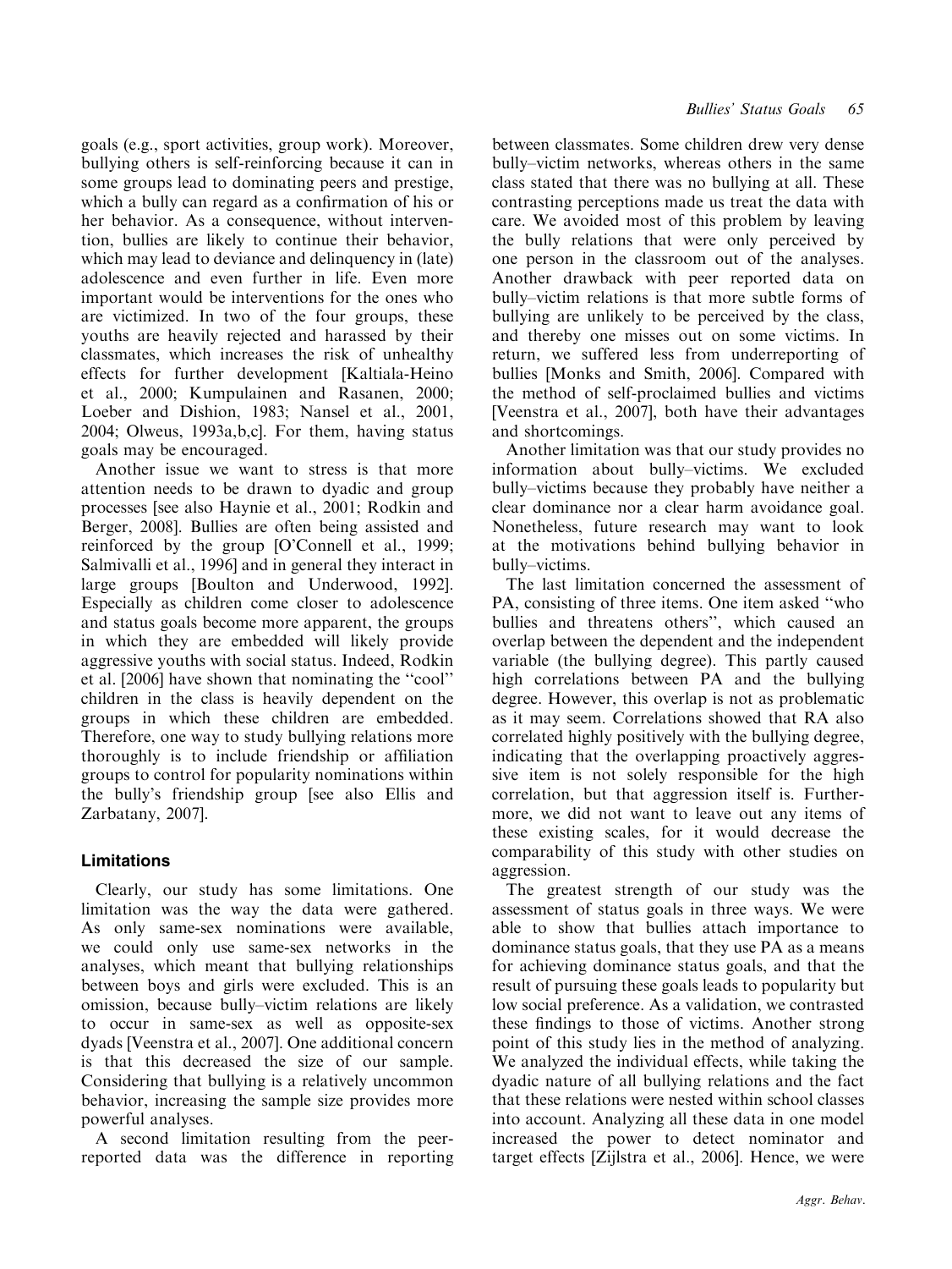goals (e.g., sport activities, group work). Moreover, bullying others is self-reinforcing because it can in some groups lead to dominating peers and prestige, which a bully can regard as a confirmation of his or her behavior. As a consequence, without intervention, bullies are likely to continue their behavior, which may lead to deviance and delinquency in (late) adolescence and even further in life. Even more important would be interventions for the ones who are victimized. In two of the four groups, these youths are heavily rejected and harassed by their classmates, which increases the risk of unhealthy effects for further development [Kaltiala-Heino et al., 2000; Kumpulainen and Rasanen, 2000; Loeber and Dishion, 1983; Nansel et al., 2001, 2004; Olweus, 1993a,b,c]. For them, having status goals may be encouraged.

Another issue we want to stress is that more attention needs to be drawn to dyadic and group processes [see also Haynie et al., 2001; Rodkin and Berger, 2008]. Bullies are often being assisted and reinforced by the group [O'Connell et al., 1999; Salmivalli et al., 1996] and in general they interact in large groups [Boulton and Underwood, 1992]. Especially as children come closer to adolescence and status goals become more apparent, the groups in which they are embedded will likely provide aggressive youths with social status. Indeed, Rodkin et al. [2006] have shown that nominating the "cool" children in the class is heavily dependent on the groups in which these children are embedded. Therefore, one way to study bullying relations more thoroughly is to include friendship or affiliation groups to control for popularity nominations within the bully's friendship group [see also Ellis and Zarbatany, 2007].

## Limitations

Clearly, our study has some limitations. One limitation was the way the data were gathered. As only same-sex nominations were available, we could only use same-sex networks in the analyses, which meant that bullying relationships between boys and girls were excluded. This is an omission, because bully–victim relations are likely to occur in same-sex as well as opposite-sex dyads [Veenstra et al., 2007]. One additional concern is that this decreased the size of our sample. Considering that bullying is a relatively uncommon behavior, increasing the sample size provides more powerful analyses.

A second limitation resulting from the peer-reported data was the difference in reporting between classmates. Some children drew very dense bully–victim networks, whereas others in the same class stated that there was no bullying at all. These contrasting perceptions made us treat the data with care. We avoided most of this problem by leaving the bully relations that were only perceived by one person in the classroom out of the analyses. Another drawback with peer reported data on bully–victim relations is that more subtle forms of bullying are unlikely to be perceived by the class, and thereby one misses out on some victims. In return, we suffered less from underreporting of bullies [Monks and Smith, 2006]. Compared with the method of self-proclaimed bullies and victims [Veenstra et al., 2007], both have their advantages and shortcomings.

Another limitation was that our study provides no information about bully–victims. We excluded bully–victims because they probably have neither a clear dominance nor a clear harm avoidance goal. Nonetheless, future research may want to look at the motivations behind bullying behavior in bully–victims.

The last limitation concerned the assessment of PA, consisting of three items. One item asked "who bullies and threatens others", which caused an overlap between the dependent and the independent variable (the bullying degree). This partly caused high correlations between PA and the bullying degree. However, this overlap is not as problematic as it may seem. Correlations showed that RA also correlated highly positively with the bullying degree, indicating that the overlapping proactively aggressive item is not solely responsible for the high correlation, but that aggression itself is. Furthermore, we did not want to leave out any items of these existing scales, for it would decrease the comparability of this study with other studies on aggression.

The greatest strength of our study was the assessment of status goals in three ways. We were able to show that bullies attach importance to dominance status goals, that they use PA as a means for achieving dominance status goals, and that the result of pursuing these goals leads to popularity but low social preference. As a validation, we contrasted these findings to those of victims. Another strong point of this study lies in the method of analyzing. We analyzed the individual effects, while taking the dyadic nature of all bullying relations and the fact that these relations were nested within school classes into account. Analyzing all these data in one model increased the power to detect nominator and target effects [Zijlstra et al., 2006]. Hence, we were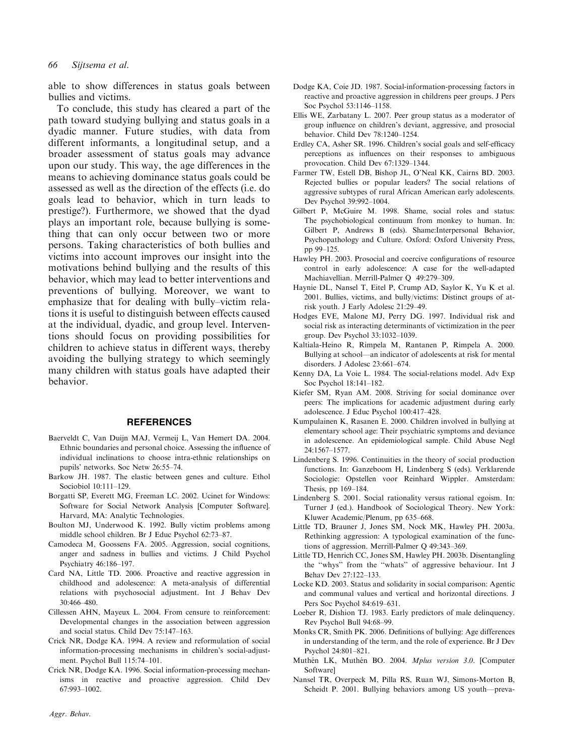able to show differences in status goals between bullies and victims.

To conclude, this study has cleared a part of the path toward studying bullying and status goals in a dyadic manner. Future studies, with data from different informants, a longitudinal setup, and a broader assessment of status goals may advance upon our study. This way, the age differences in the means to achieving dominance status goals could be assessed as well as the direction of the effects (i.e. do goals lead to behavior, which in turn leads to prestige?). Furthermore, we showed that the dyad plays an important role, because bullying is something that can only occur between two or more persons. Taking characteristics of both bullies and victims into account improves our insight into the motivations behind bullying and the results of this behavior, which may lead to better interventions and preventions of bullying. Moreover, we want to emphasize that for dealing with bully–victim relations it is useful to distinguish between effects caused at the individual, dyadic, and group level. Interventions should focus on providing possibilities for children to achieve status in different ways, thereby avoiding the bullying strategy to which seemingly many children with status goals have adapted their behavior.

## REFERENCES

Baerveldt C, Van Duijn MAJ, Vermeij L, Van Hemert DA. 2004. Ethnic boundaries and personal choice. Assessing the influence of individual inclinations to choose intra-ethnic relationships on pupils' networks. Soc Netw 26:55–74.

Barkow JH. 1987. The elastic between genes and culture. Ethol Sociobiol 10:111–129.

Borgatti SP, Everett MG, Freeman LC. 2002. Ucinet for Windows: Software for Social Network Analysis [Computer Software]. Harvard, MA: Analytic Technologies.

Boulton MJ, Underwood K. 1992. Bully victim problems among middle school children. Br J Educ Psychol 62:73–87.

Camodeca M, Goossens FA. 2005. Aggression, social cognitions, anger and sadness in bullies and victims. J Child Psychol Psychiatry 46:186–197.

Card NA, Little TD. 2006. Proactive and reactive aggression in childhood and adolescence: A meta-analysis of differential relations with psychosocial adjustment. Int J Behav Dev 30:466–480.

Cillessen AHN, Mayeux L. 2004. From censure to reinforcement: Developmental changes in the association between aggression and social status. Child Dev 75:147–163.

Crick NR, Dodge KA. 1994. A review and reformulation of social information-processing mechanisms in children's social-adjustment. Psychol Bull 115:74–101.

Crick NR, Dodge KA. 1996. Social information-processing mechanisms in reactive and proactive aggression. Child Dev 67:993–1002.

Dodge KA, Coie JD. 1987. Social-information-processing factors in reactive and proactive aggression in childrens peer groups. J Pers Soc Psychol 53:1146–1158.

Ellis WE, Zarbatany L. 2007. Peer group status as a moderator of group influence on children's deviant, aggressive, and prosocial behavior. Child Dev 78:1240–1254.

Erdley CA, Asher SR. 1996. Children's social goals and self-efficacy perceptions as influences on their responses to ambiguous provocation. Child Dev 67:1329–1344.

Farmer TW, Estell DB, Bishop JL, O'Neal KK, Cairns BD. 2003. Rejected bullies or popular leaders? The social relations of aggressive subtypes of rural African American early adolescents. Dev Psychol 39:992–1004.

Gilbert P, McGuire M. 1998. Shame, social roles and status: The psychobiological continuum from monkey to human. In: Gilbert P, Andrews B (eds). Shame:Interpersonal Behavior, Psychopathology and Culture. Oxford: Oxford University Press, pp 99–125.

Hawley PH. 2003. Prosocial and coercive configurations of resource control in early adolescence: A case for the well-adapted Machiavellian. Merrill-Palmer Q 49:279–309.

Haynie DL, Nansel T, Eitel P, Crump AD, Saylor K, Yu K et al. 2001. Bullies, victims, and bully/victims: Distinct groups of at-risk youth. J Early Adolesc 21:29–49.

Hodges EVE, Malone MJ, Perry DG. 1997. Individual risk and social risk as interacting determinants of victimization in the peer group. Dev Psychol 33:1032–1039.

Kaltiala-Heino R, Rimpela M, Rantanen P, Rimpela A. 2000. Bullying at school—an indicator of adolescents at risk for mental disorders. J Adolesc 23:661–674.

Kenny DA, La Voie L. 1984. The social-relations model. Adv Exp Soc Psychol 18:141–182.

Kiefer SM, Ryan AM. 2008. Striving for social dominance over peers: The implications for academic adjustment during early adolescence. J Educ Psychol 100:417–428.

Kumpulainen K, Rasanen E. 2000. Children involved in bullying at elementary school age: Their psychiatric symptoms and deviance in adolescence. An epidemiological sample. Child Abuse Negl 24:1567–1577.

Lindenberg S. 1996. Continuities in the theory of social production functions. In: Ganzeboom H, Lindenberg S (eds). Verklarende Sociologie: Opstellen voor Reinhard Wippler. Amsterdam: Thesis, pp 169–184.

Lindenberg S. 2001. Social rationality versus rational egoism. In: Turner J (ed.). Handbook of Sociological Theory. New York: Kluwer Academic/Plenum, pp 635–668.

Little TD, Brauner J, Jones SM, Nock MK, Hawley PH. 2003a. Rethinking aggression: A typological examination of the functions of aggression. Merrill-Palmer Q 49:343–369.

Little TD, Henrich CC, Jones SM, Hawley PH. 2003b. Disentangling the "whys" from the "whats" of aggressive behaviour. Int J Behav Dev 27:122–133.

Locke KD. 2003. Status and solidarity in social comparison: Agentic and communal values and vertical and horizontal directions. J Pers Soc Psychol 84:619–631.

Loeber R, Dishion TJ. 1983. Early predictors of male delinquency. Rev Psychol Bull 94:68–99.

Monks CR, Smith PK. 2006. Definitions of bullying: Age differences in understanding of the term, and the role of experience. Br J Dev Psychol 24:801–821.

Muthén LK, Muthén BO. 2004. *Mplus version 3.0*. [Computer Software]

Nansel TR, Overpeck M, Pilla RS, Ruan WJ, Simons-Morton B, Scheidt P. 2001. Bullying behaviors among US youth—preva-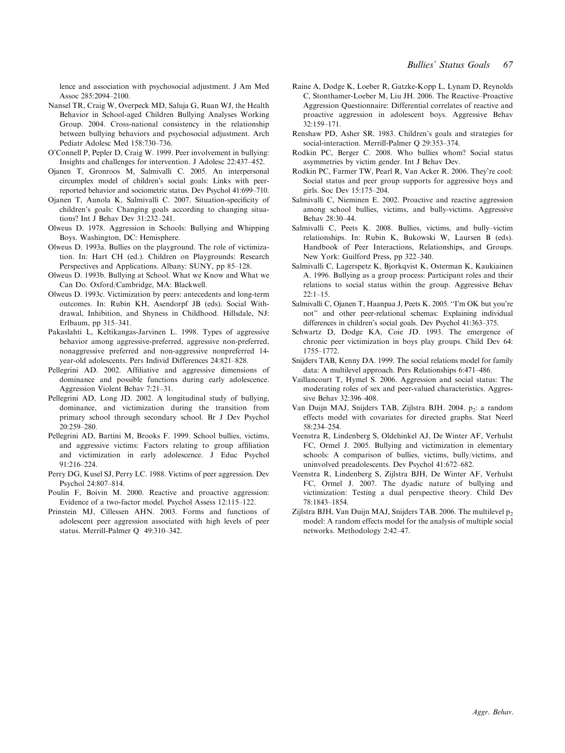lence and association with psychosocial adjustment. J Am Med Assoc 285:2094–2100.

Nansel TR, Craig W, Overpeck MD, Saluja G, Ruan WJ, the Health Behavior in School-aged Children Bullying Analyses Working Group. 2004. Cross-national consistency in the relationship between bullying behaviors and psychosocial adjustment. Arch Pediatr Adolesc Med 158:730–736.

O'Connell P, Pepler D, Craig W. 1999. Peer involvement in bullying: Insights and challenges for intervention. J Adolesc 22:437–452.

Ojanen T, Gronroos M, Salmivalli C. 2005. An interpersonal circumplex model of children's social goals: Links with peer-reported behavior and sociometric status. Dev Psychol 41:699–710.

Ojanen T, Aunola K, Salmivalli C. 2007. Situation-specificity of children's goals: Changing goals according to changing situations? Int J Behav Dev 31:232–241.

Olweus D. 1978. Aggression in Schools: Bullying and Whipping Boys. Washington, DC: Hemisphere.

Olweus D. 1993a. Bullies on the playground. The role of victimization. In: Hart CH (ed.). Children on Playgrounds: Research Perspectives and Applications. Albany: SUNY, pp 85–128.

Olweus D. 1993b. Bullying at School. What we Know and What we Can Do. Oxford/Cambridge, MA: Blackwell.

Olweus D. 1993c. Victimization by peers: antecedents and long-term outcomes. In: Rubin KH, Asendorpf JB (eds). Social Withdrawal, Inhibition, and Shyness in Childhood. Hillsdale, NJ: Erlbaum, pp 315–341.

Pakaslahti L, Keltikangas-Jarvinen L. 1998. Types of aggressive behavior among aggressive-preferred, aggressive non-preferred, nonaggressive preferred and non-aggressive nonpreferred 14-year-old adolescents. Pers Individ Differences 24:821–828.

Pellegrini AD. 2002. Affiliative and aggressive dimensions of dominance and possible functions during early adolescence. Aggression Violent Behav 7:21–31.

Pellegrini AD, Long JD. 2002. A longitudinal study of bullying, dominance, and victimization during the transition from primary school through secondary school. Br J Dev Psychol 20:259–280.

Pellegrini AD, Bartini M, Brooks F. 1999. School bullies, victims, and aggressive victims: Factors relating to group affiliation and victimization in early adolescence. J Educ Psychol 91:216–224.

Perry DG, Kusel SJ, Perry LC. 1988. Victims of peer aggression. Dev Psychol 24:807–814.

Poulin F, Boivin M. 2000. Reactive and proactive aggression: Evidence of a two-factor model. Psychol Assess 12:115–122.

Prinstein MJ, Cillessen AHN. 2003. Forms and functions of adolescent peer aggression associated with high levels of peer status. Merrill-Palmer Q 49:310–342.

Raine A, Dodge K, Loeber R, Gatzke-Kopp L, Lynam D, Reynolds C, Stonthamer-Loeber M, Liu JH. 2006. The Reactive–Proactive Aggression Questionnaire: Differential correlates of reactive and proactive aggression in adolescent boys. Aggressive Behav 32:159–171.

Renshaw PD, Asher SR. 1983. Children's goals and strategies for social-interaction. Merrill-Palmer Q 29:353–374.

Rodkin PC, Berger C. 2008. Who bullies whom? Social status asymmetries by victim gender. Int J Behav Dev.

Rodkin PC, Farmer TW, Pearl R, Van Acker R. 2006. They're cool: Social status and peer group supports for aggressive boys and girls. Soc Dev 15:175–204.

Salmivalli C, Nieminen E. 2002. Proactive and reactive aggression among school bullies, victims, and bully-victims. Aggressive Behav 28:30–44.

Salmivalli C, Peets K. 2008. Bullies, victims, and bully–victim relationships. In: Rubin K, Bukowski W, Laursen B (eds). Handbook of Peer Interactions, Relationships, and Groups. New York: Guilford Press, pp 322–340.

Salmivalli C, Lagerspetz K, Bjorkqvist K, Osterman K, Kaukiainen A. 1996. Bullying as a group process: Participant roles and their relations to social status within the group. Aggressive Behav 22:1–15.

Salmivalli C, Ojanen T, Haanpaa J, Peets K. 2005. "I'm OK but you're not" and other peer-relational schemas: Explaining individual differences in children's social goals. Dev Psychol 41:363–375.

Schwartz D, Dodge KA, Coie JD. 1993. The emergence of chronic peer victimization in boys play groups. Child Dev 64: 1755–1772.

Snijders TAB, Kenny DA. 1999. The social relations model for family data: A multilevel approach. Pers Relationships 6:471–486.

Vaillancourt T, Hymel S. 2006. Aggression and social status: The moderating roles of sex and peer-valued characteristics. Aggressive Behav 32:396–408.

Van Duijn MAJ, Snijders TAB, Zijlstra BJH. 2004. $p_2$: a random effects model with covariates for directed graphs. Stat Neerl 58:234–254.

Veenstra R, Lindenberg S, Oldehinkel AJ, De Winter AF, Verhulst FC, Ormel J. 2005. Bullying and victimization in elementary schools: A comparison of bullies, victims, bully/victims, and uninvolved preadolescents. Dev Psychol 41:672–682.

Veenstra R, Lindenberg S, Zijlstra BJH, De Winter AF, Verhulst FC, Ormel J. 2007. The dyadic nature of bullying and victimization: Testing a dual perspective theory. Child Dev 78:1843–1854.

Zijlstra BJH, Van Duijn MAJ, Snijders TAB. 2006. The multilevel $p_2$ model: A random effects model for the analysis of multiple social networks. Methodology 2:42–47.